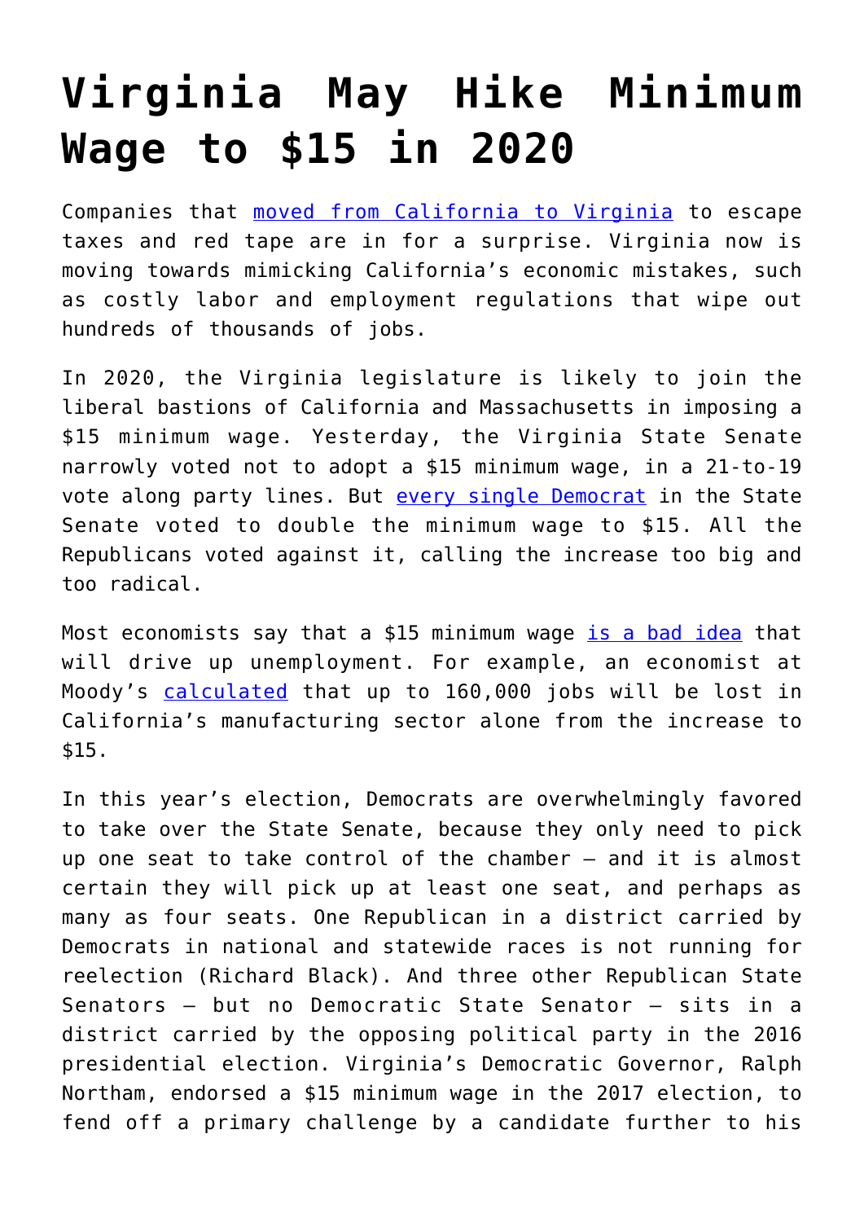# Virginia May Hike Minimum Wage to $15 in 2020

Companies that moved from California to Virginia to escape taxes and red tape are in for a surprise. Virginia now is moving towards mimicking California's economic mistakes, such as costly labor and employment regulations that wipe out hundreds of thousands of jobs.

In 2020, the Virginia legislature is likely to join the liberal bastions of California and Massachusetts in imposing a $15 minimum wage. Yesterday, the Virginia State Senate narrowly voted not to adopt a $15 minimum wage, in a 21-to-19 vote along party lines. But every single Democrat in the State Senate voted to double the minimum wage to $15. All the Republicans voted against it, calling the increase too big and too radical.

Most economists say that a $15 minimum wage is a bad idea that will drive up unemployment. For example, an economist at Moody's calculated that up to 160,000 jobs will be lost in California's manufacturing sector alone from the increase to $15.

In this year's election, Democrats are overwhelmingly favored to take over the State Senate, because they only need to pick up one seat to take control of the chamber — and it is almost certain they will pick up at least one seat, and perhaps as many as four seats. One Republican in a district carried by Democrats in national and statewide races is not running for reelection (Richard Black). And three other Republican State Senators — but no Democratic State Senator — sits in a district carried by the opposing political party in the 2016 presidential election. Virginia's Democratic Governor, Ralph Northam, endorsed a $15 minimum wage in the 2017 election, to fend off a primary challenge by a candidate further to his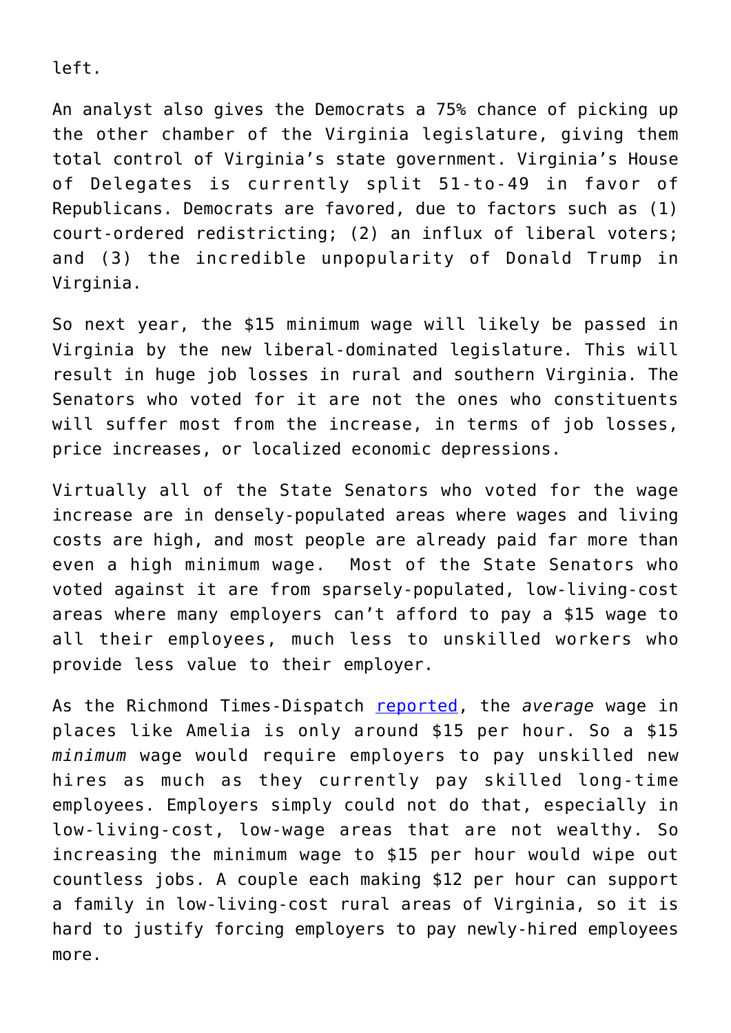left.

An analyst also gives the Democrats a 75% chance of picking up the other chamber of the Virginia legislature, giving them total control of Virginia's state government. Virginia's House of Delegates is currently split 51-to-49 in favor of Republicans. Democrats are favored, due to factors such as (1) court-ordered redistricting; (2) an influx of liberal voters; and (3) the incredible unpopularity of Donald Trump in Virginia.

So next year, the $15 minimum wage will likely be passed in Virginia by the new liberal-dominated legislature. This will result in huge job losses in rural and southern Virginia. The Senators who voted for it are not the ones who constituents will suffer most from the increase, in terms of job losses, price increases, or localized economic depressions.

Virtually all of the State Senators who voted for the wage increase are in densely-populated areas where wages and living costs are high, and most people are already paid far more than even a high minimum wage. Most of the State Senators who voted against it are from sparsely-populated, low-living-cost areas where many employers can't afford to pay a $15 wage to all their employees, much less to unskilled workers who provide less value to their employer.

As the Richmond Times-Dispatch reported, the *average* wage in places like Amelia is only around $15 per hour. So a $15 *minimum* wage would require employers to pay unskilled new hires as much as they currently pay skilled long-time employees. Employers simply could not do that, especially in low-living-cost, low-wage areas that are not wealthy. So increasing the minimum wage to $15 per hour would wipe out countless jobs. A couple each making $12 per hour can support a family in low-living-cost rural areas of Virginia, so it is hard to justify forcing employers to pay newly-hired employees more.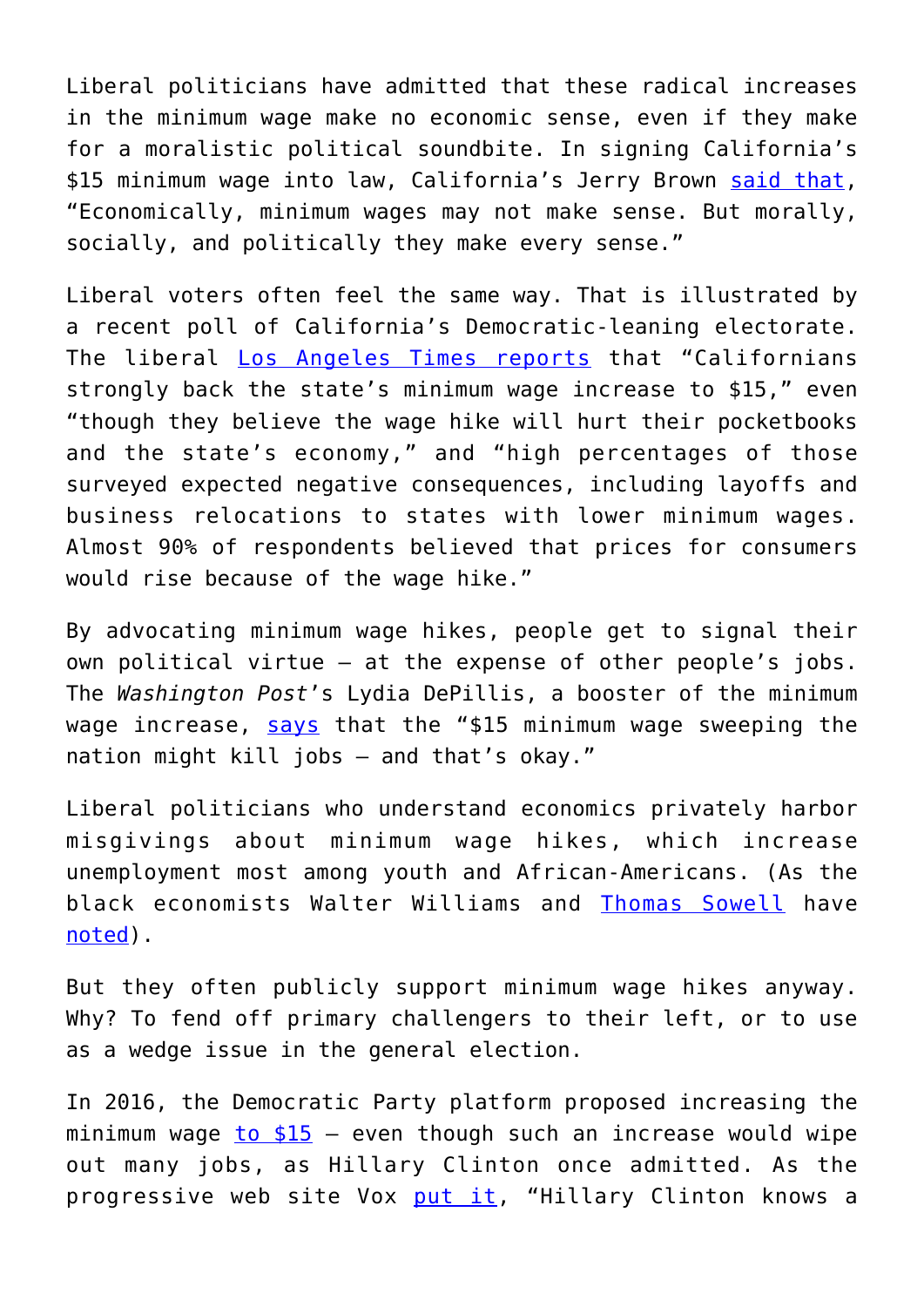Liberal politicians have admitted that these radical increases in the minimum wage make no economic sense, even if they make for a moralistic political soundbite. In signing California's $15 minimum wage into law, California's Jerry Brown [said that](), "Economically, minimum wages may not make sense. But morally, socially, and politically they make every sense."

Liberal voters often feel the same way. That is illustrated by a recent poll of California's Democratic-leaning electorate. The liberal [Los Angeles Times reports]() that "Californians strongly back the state's minimum wage increase to $15," even "though they believe the wage hike will hurt their pocketbooks and the state's economy," and "high percentages of those surveyed expected negative consequences, including layoffs and business relocations to states with lower minimum wages. Almost 90% of respondents believed that prices for consumers would rise because of the wage hike."

By advocating minimum wage hikes, people get to signal their own political virtue — at the expense of other people's jobs. The *Washington Post*'s Lydia DePillis, a booster of the minimum wage increase, [says]() that the "$15 minimum wage sweeping the nation might kill jobs — and that's okay."

Liberal politicians who understand economics privately harbor misgivings about minimum wage hikes, which increase unemployment most among youth and African-Americans. (As the black economists Walter Williams and [Thomas Sowell]() have [noted]()).

But they often publicly support minimum wage hikes anyway. Why? To fend off primary challengers to their left, or to use as a wedge issue in the general election.

In 2016, the Democratic Party platform proposed increasing the minimum wage [to $15]() — even though such an increase would wipe out many jobs, as Hillary Clinton once admitted. As the progressive web site Vox [put it](), "Hillary Clinton knows a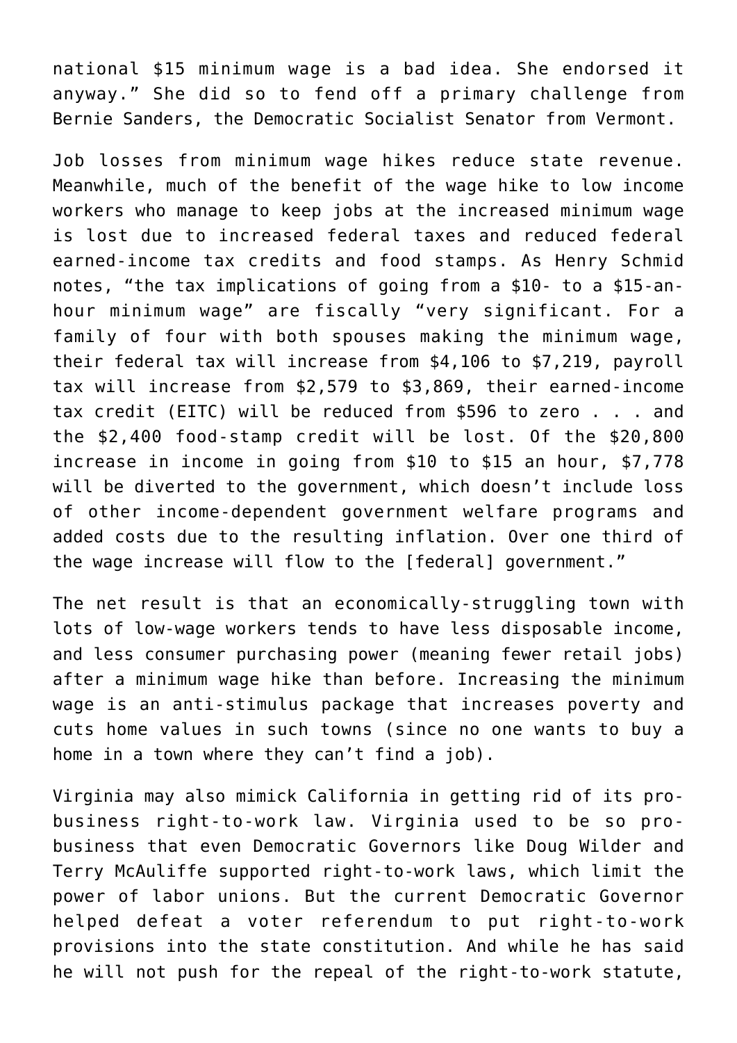national $15 minimum wage is a bad idea. She endorsed it anyway." She did so to fend off a primary challenge from Bernie Sanders, the Democratic Socialist Senator from Vermont.

Job losses from minimum wage hikes reduce state revenue. Meanwhile, much of the benefit of the wage hike to low income workers who manage to keep jobs at the increased minimum wage is lost due to increased federal taxes and reduced federal earned-income tax credits and food stamps. As Henry Schmid notes, "the tax implications of going from a $10- to a $15-an-hour minimum wage" are fiscally "very significant. For a family of four with both spouses making the minimum wage, their federal tax will increase from $4,106 to $7,219, payroll tax will increase from $2,579 to $3,869, their earned-income tax credit (EITC) will be reduced from $596 to zero . . . and the $2,400 food-stamp credit will be lost. Of the $20,800 increase in income in going from $10 to $15 an hour, $7,778 will be diverted to the government, which doesn't include loss of other income-dependent government welfare programs and added costs due to the resulting inflation. Over one third of the wage increase will flow to the [federal] government."

The net result is that an economically-struggling town with lots of low-wage workers tends to have less disposable income, and less consumer purchasing power (meaning fewer retail jobs) after a minimum wage hike than before. Increasing the minimum wage is an anti-stimulus package that increases poverty and cuts home values in such towns (since no one wants to buy a home in a town where they can't find a job).

Virginia may also mimick California in getting rid of its pro-business right-to-work law. Virginia used to be so pro-business that even Democratic Governors like Doug Wilder and Terry McAuliffe supported right-to-work laws, which limit the power of labor unions. But the current Democratic Governor helped defeat a voter referendum to put right-to-work provisions into the state constitution. And while he has said he will not push for the repeal of the right-to-work statute,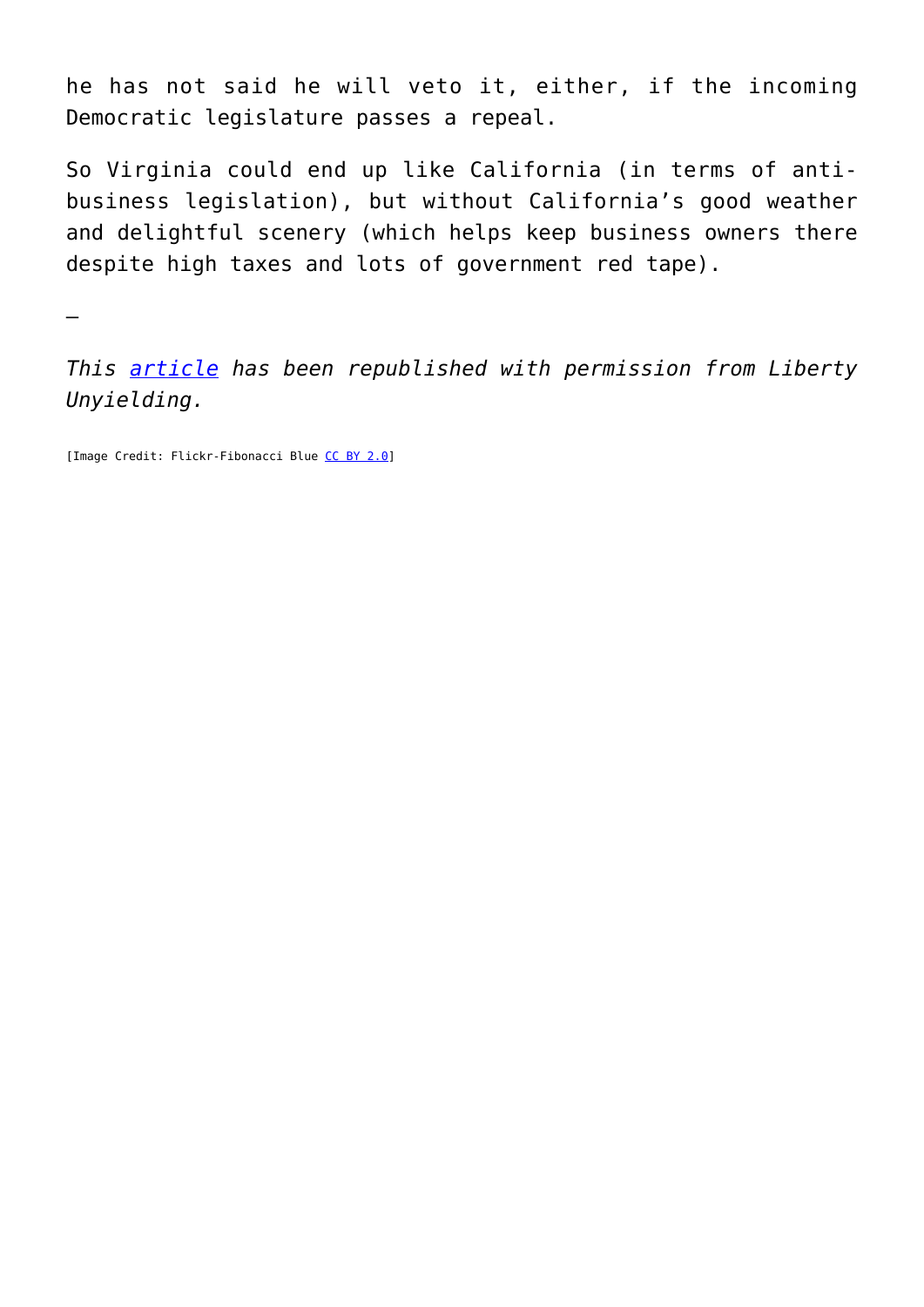he has not said he will veto it, either, if the incoming Democratic legislature passes a repeal.

So Virginia could end up like California (in terms of anti-business legislation), but without California's good weather and delightful scenery (which helps keep business owners there despite high taxes and lots of government red tape).

—

*This [article](#) has been republished with permission from Liberty Unyielding.*

[Image Credit: Flickr-Fibonacci Blue [CC BY 2.0](#)]